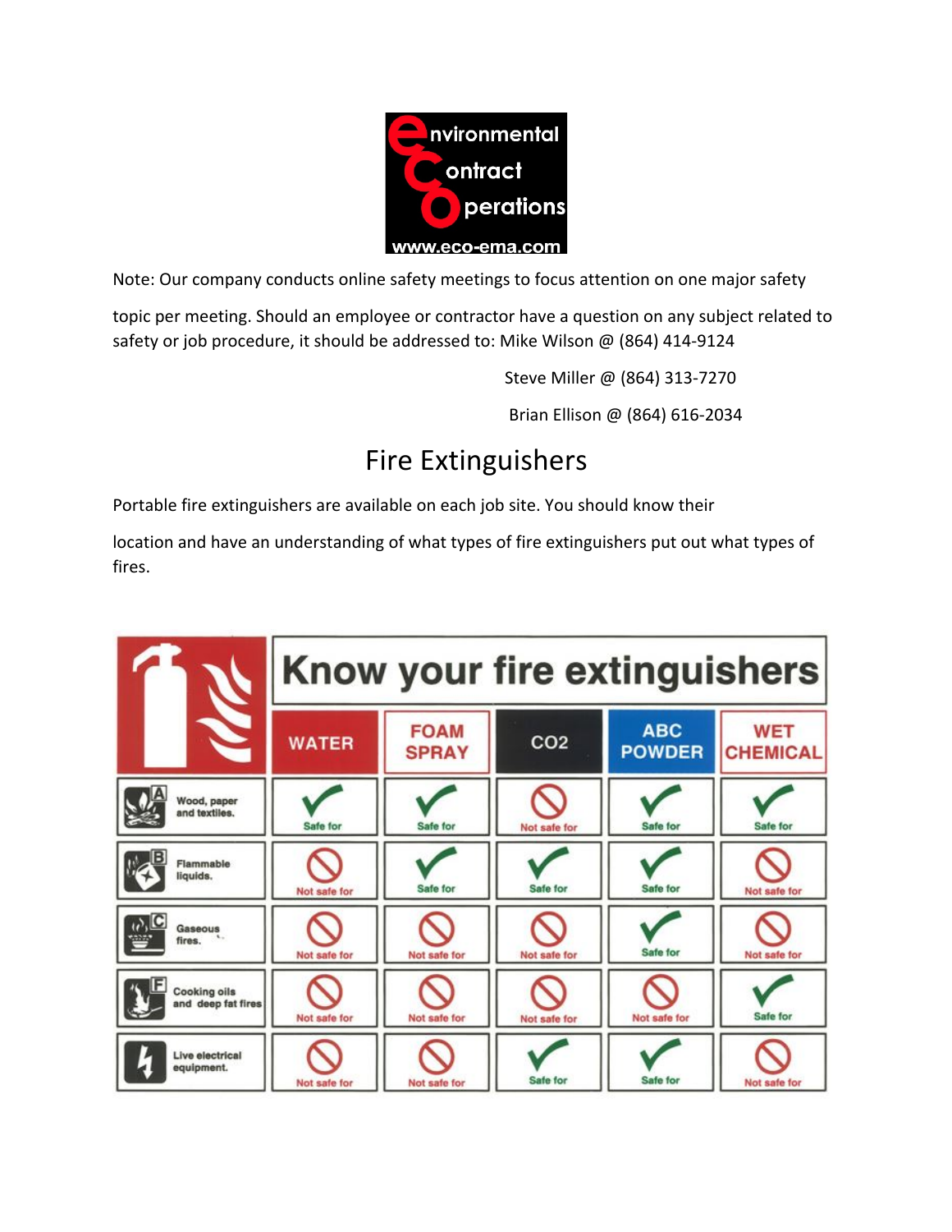environmental
Contract
Operations
www.eco-ema.com

Note: Our company conducts online safety meetings to focus attention on one major safety topic per meeting. Should an employee or contractor have a question on any subject related to safety or job procedure, it should be addressed to: Mike Wilson @ (864) 414-9124

Steve Miller @ (864) 313-7270

Brian Ellison @ (864) 616-2034

# Fire Extinguishers

Portable fire extinguishers are available on each job site. You should know their location and have an understanding of what types of fire extinguishers put out what types of fires.

## Know your fire extinguishers

| | WATER | FOAM SPRAY | CO2 | ABC POWDER | WET CHEMICAL |
|---|---|---|---|---|---|
| A – Wood, paper and textiles. | Safe for | Safe for | Not safe for | Safe for | Safe for |
| B – Flammable liquids. | Not safe for | Safe for | Safe for | Safe for | Not safe for |
| C – Gaseous fires. | Not safe for | Not safe for | Not safe for | Safe for | Not safe for |
| F – Cooking oils and deep fat fires | Not safe for | Not safe for | Not safe for | Not safe for | Safe for |
| Live electrical equipment. | Not safe for | Not safe for | Safe for | Safe for | Not safe for |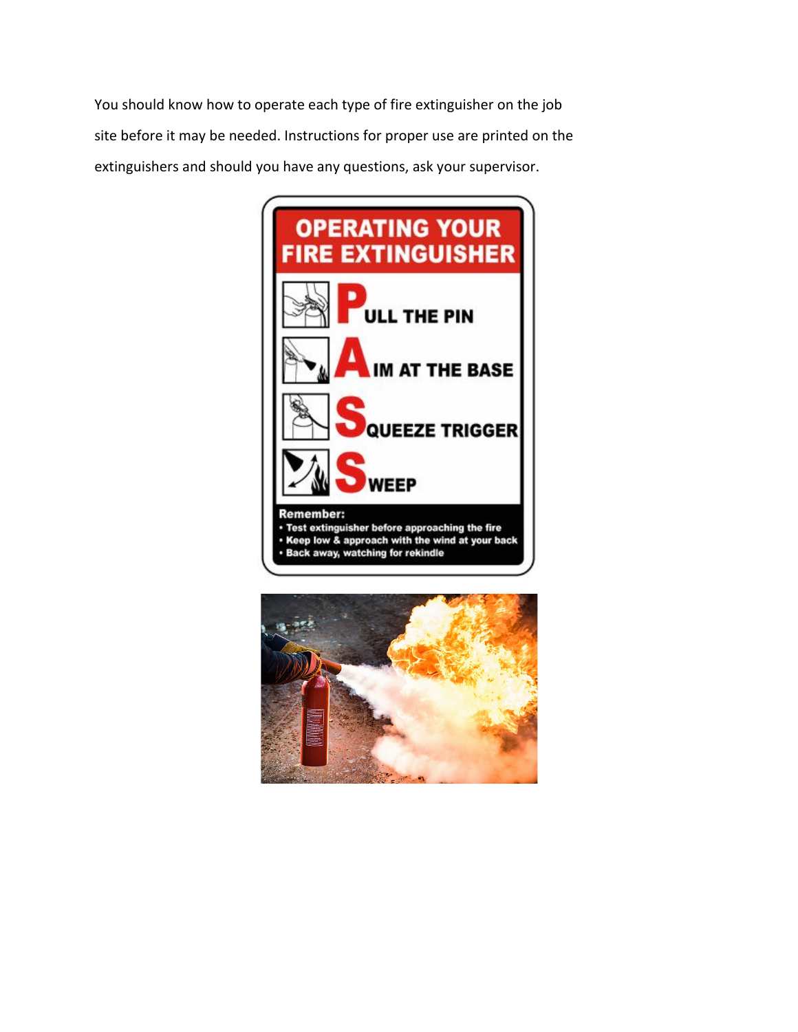You should know how to operate each type of fire extinguisher on the job site before it may be needed. Instructions for proper use are printed on the extinguishers and should you have any questions, ask your supervisor.

## OPERATING YOUR FIRE EXTINGUISHER

- **P**ULL THE PIN
- **A**IM AT THE BASE
- **S**QUEEZE TRIGGER
- **S**WEEP

**Remember:**

- Test extinguisher before approaching the fire
- Keep low & approach with the wind at your back
- Back away, watching for rekindle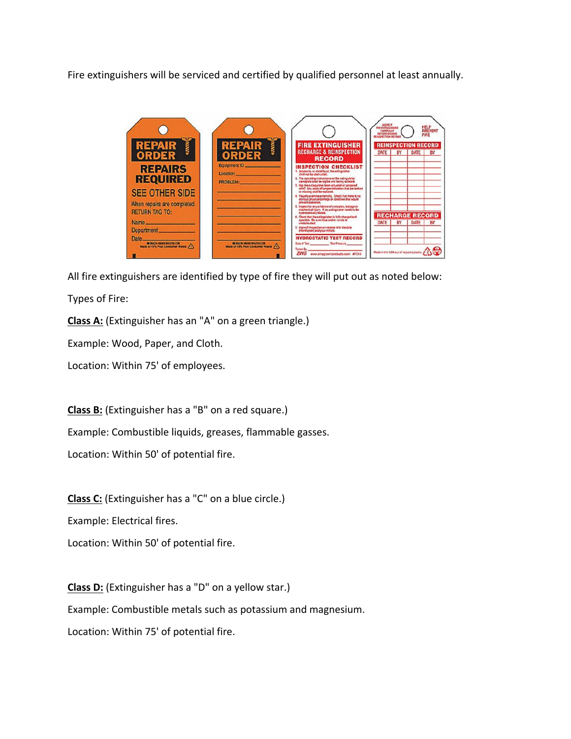Fire extinguishers will be serviced and certified by qualified personnel at least annually.

All fire extinguishers are identified by type of fire they will put out as noted below:

Types of Fire:

**<u>Class A:</u>** (Extinguisher has an "A" on a green triangle.)

Example: Wood, Paper, and Cloth.

Location: Within 75' of employees.

**<u>Class B:</u>** (Extinguisher has a "B" on a red square.)

Example: Combustible liquids, greases, flammable gasses.

Location: Within 50' of potential fire.

**<u>Class C:</u>** (Extinguisher has a "C" on a blue circle.)

Example: Electrical fires.

Location: Within 50' of potential fire.

**<u>Class D:</u>** (Extinguisher has a "D" on a yellow star.)

Example: Combustible metals such as potassium and magnesium.

Location: Within 75' of potential fire.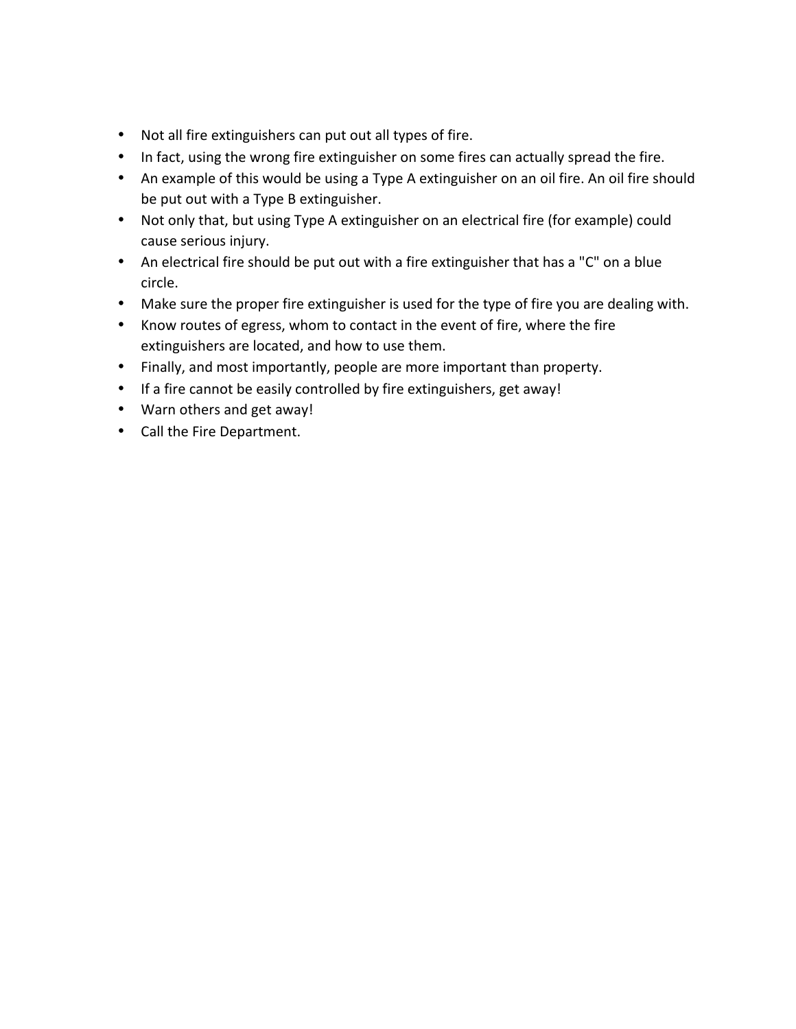- Not all fire extinguishers can put out all types of fire.
- In fact, using the wrong fire extinguisher on some fires can actually spread the fire.
- An example of this would be using a Type A extinguisher on an oil fire. An oil fire should be put out with a Type B extinguisher.
- Not only that, but using Type A extinguisher on an electrical fire (for example) could cause serious injury.
- An electrical fire should be put out with a fire extinguisher that has a "C" on a blue circle.
- Make sure the proper fire extinguisher is used for the type of fire you are dealing with.
- Know routes of egress, whom to contact in the event of fire, where the fire extinguishers are located, and how to use them.
- Finally, and most importantly, people are more important than property.
- If a fire cannot be easily controlled by fire extinguishers, get away!
- Warn others and get away!
- Call the Fire Department.